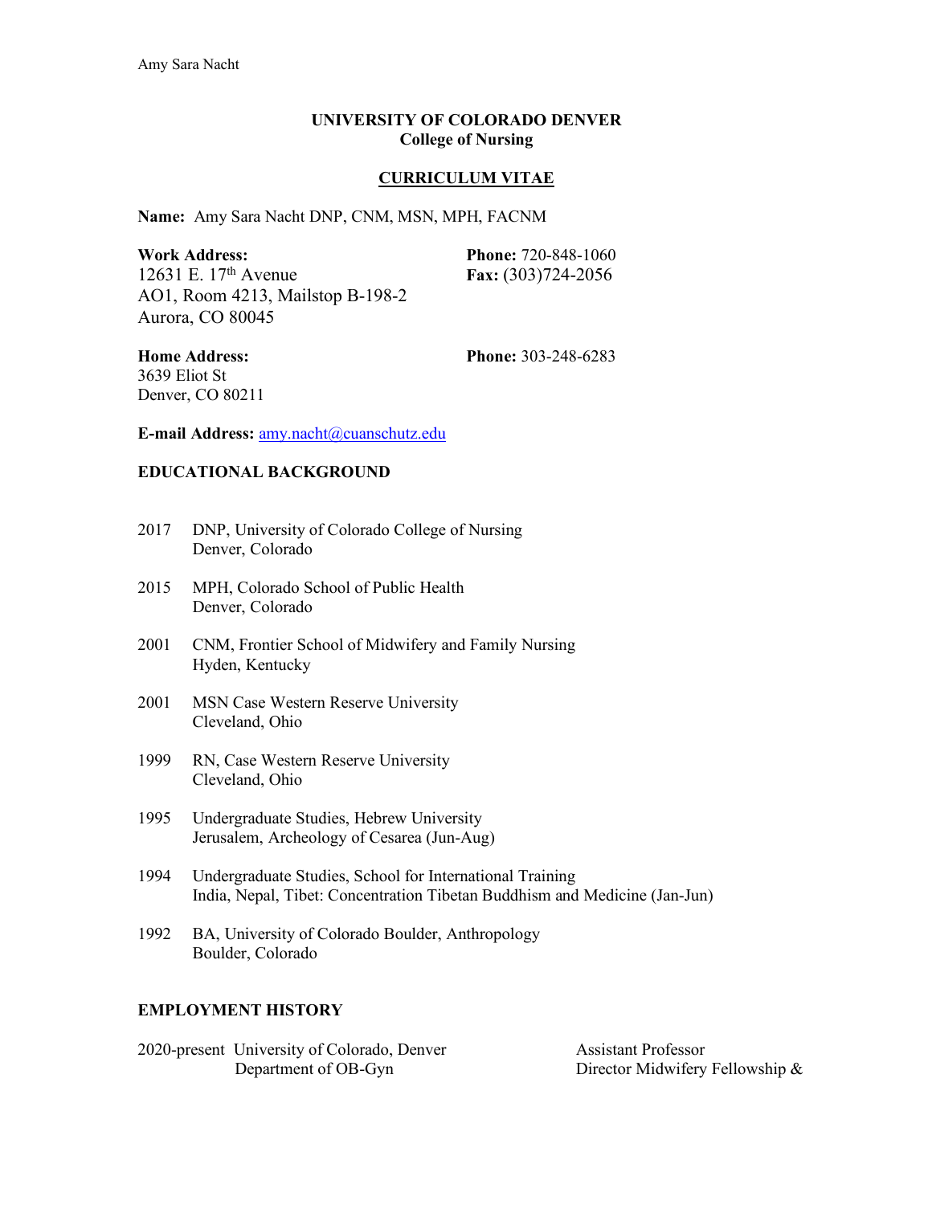# UNIVERSITY OF COLORADO DENVER
## College of Nursing

## CURRICULUM VITAE

**Name:** Amy Sara Nacht DNP, CNM, MSN, MPH, FACNM

**Work Address:**
12631 E. 17th Avenue
AO1, Room 4213, Mailstop B-198-2
Aurora, CO 80045

**Phone:** 720-848-1060
**Fax:** (303)724-2056

**Home Address:**
3639 Eliot St
Denver, CO 80211

**Phone:** 303-248-6283

**E-mail Address:** amy.nacht@cuanschutz.edu

### EDUCATIONAL BACKGROUND

2017 DNP, University of Colorado College of Nursing
Denver, Colorado

2015 MPH, Colorado School of Public Health
Denver, Colorado

2001 CNM, Frontier School of Midwifery and Family Nursing
Hyden, Kentucky

2001 MSN Case Western Reserve University
Cleveland, Ohio

1999 RN, Case Western Reserve University
Cleveland, Ohio

1995 Undergraduate Studies, Hebrew University
Jerusalem, Archeology of Cesarea (Jun-Aug)

1994 Undergraduate Studies, School for International Training
India, Nepal, Tibet: Concentration Tibetan Buddhism and Medicine (Jan-Jun)

1992 BA, University of Colorado Boulder, Anthropology
Boulder, Colorado

### EMPLOYMENT HISTORY

2020-present University of Colorado, Denver — Assistant Professor
Department of OB-Gyn — Director Midwifery Fellowship &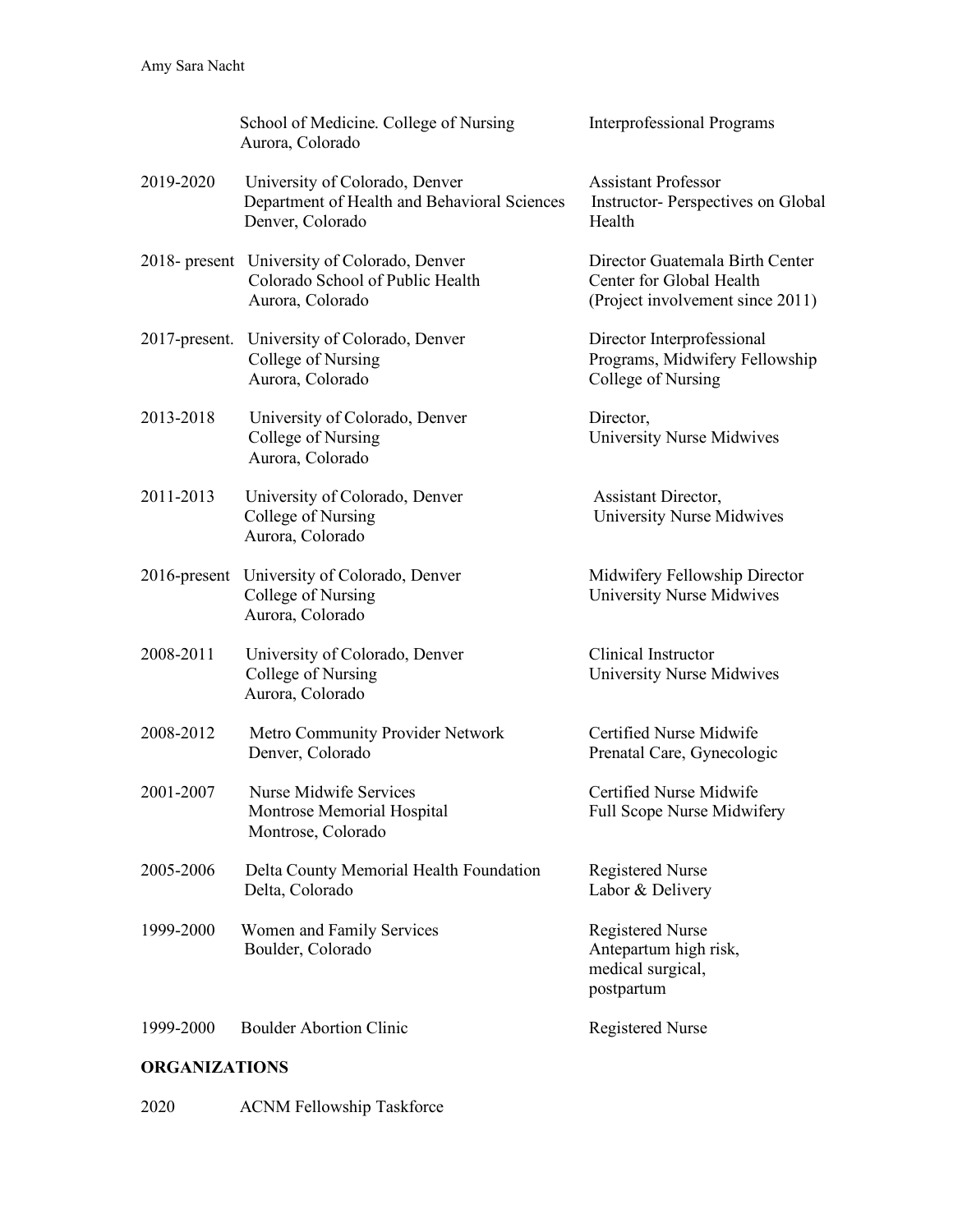| | | |
|---|---|---|
| | School of Medicine. College of Nursing<br>Aurora, Colorado | Interprofessional Programs |
| 2019-2020 | University of Colorado, Denver<br>Department of Health and Behavioral Sciences<br>Denver, Colorado | Assistant Professor<br>Instructor- Perspectives on Global Health |
| 2018- present | University of Colorado, Denver<br>Colorado School of Public Health<br>Aurora, Colorado | Director Guatemala Birth Center<br>Center for Global Health<br>(Project involvement since 2011) |
| 2017-present. | University of Colorado, Denver<br>College of Nursing<br>Aurora, Colorado | Director Interprofessional Programs, Midwifery Fellowship<br>College of Nursing |
| 2013-2018 | University of Colorado, Denver<br>College of Nursing<br>Aurora, Colorado | Director,<br>University Nurse Midwives |
| 2011-2013 | University of Colorado, Denver<br>College of Nursing<br>Aurora, Colorado | Assistant Director,<br>University Nurse Midwives |
| 2016-present | University of Colorado, Denver<br>College of Nursing<br>Aurora, Colorado | Midwifery Fellowship Director<br>University Nurse Midwives |
| 2008-2011 | University of Colorado, Denver<br>College of Nursing<br>Aurora, Colorado | Clinical Instructor<br>University Nurse Midwives |
| 2008-2012 | Metro Community Provider Network<br>Denver, Colorado | Certified Nurse Midwife<br>Prenatal Care, Gynecologic |
| 2001-2007 | Nurse Midwife Services<br>Montrose Memorial Hospital<br>Montrose, Colorado | Certified Nurse Midwife<br>Full Scope Nurse Midwifery |
| 2005-2006 | Delta County Memorial Health Foundation<br>Delta, Colorado | Registered Nurse<br>Labor & Delivery |
| 1999-2000 | Women and Family Services<br>Boulder, Colorado | Registered Nurse<br>Antepartum high risk, medical surgical, postpartum |
| 1999-2000 | Boulder Abortion Clinic | Registered Nurse |

**ORGANIZATIONS**

2020 ACNM Fellowship Taskforce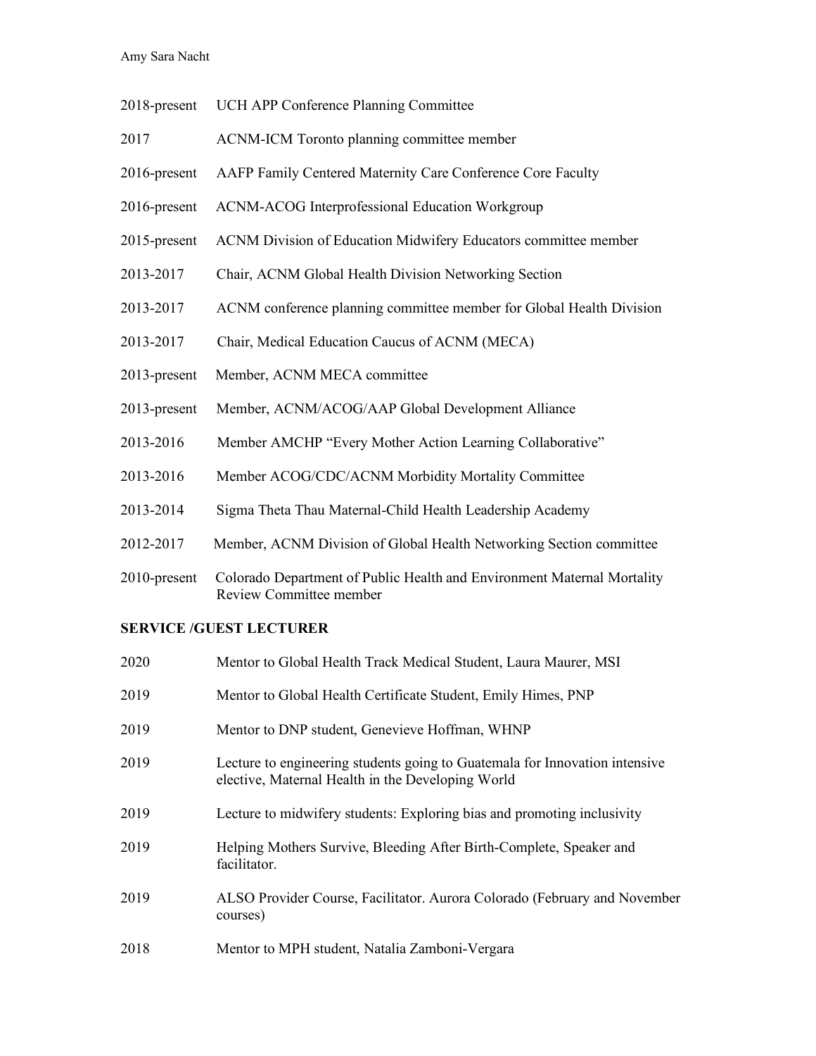| | |
|---|---|
| 2018-present | UCH APP Conference Planning Committee |
| 2017 | ACNM-ICM Toronto planning committee member |
| 2016-present | AAFP Family Centered Maternity Care Conference Core Faculty |
| 2016-present | ACNM-ACOG Interprofessional Education Workgroup |
| 2015-present | ACNM Division of Education Midwifery Educators committee member |
| 2013-2017 | Chair, ACNM Global Health Division Networking Section |
| 2013-2017 | ACNM conference planning committee member for Global Health Division |
| 2013-2017 | Chair, Medical Education Caucus of ACNM (MECA) |
| 2013-present | Member, ACNM MECA committee |
| 2013-present | Member, ACNM/ACOG/AAP Global Development Alliance |
| 2013-2016 | Member AMCHP "Every Mother Action Learning Collaborative" |
| 2013-2016 | Member ACOG/CDC/ACNM Morbidity Mortality Committee |
| 2013-2014 | Sigma Theta Thau Maternal-Child Health Leadership Academy |
| 2012-2017 | Member, ACNM Division of Global Health Networking Section committee |
| 2010-present | Colorado Department of Public Health and Environment Maternal Mortality Review Committee member |

## SERVICE /GUEST LECTURER

| | |
|---|---|
| 2020 | Mentor to Global Health Track Medical Student, Laura Maurer, MSI |
| 2019 | Mentor to Global Health Certificate Student, Emily Himes, PNP |
| 2019 | Mentor to DNP student, Genevieve Hoffman, WHNP |
| 2019 | Lecture to engineering students going to Guatemala for Innovation intensive elective, Maternal Health in the Developing World |
| 2019 | Lecture to midwifery students: Exploring bias and promoting inclusivity |
| 2019 | Helping Mothers Survive, Bleeding After Birth-Complete, Speaker and facilitator. |
| 2019 | ALSO Provider Course, Facilitator. Aurora Colorado (February and November courses) |
| 2018 | Mentor to MPH student, Natalia Zamboni-Vergara |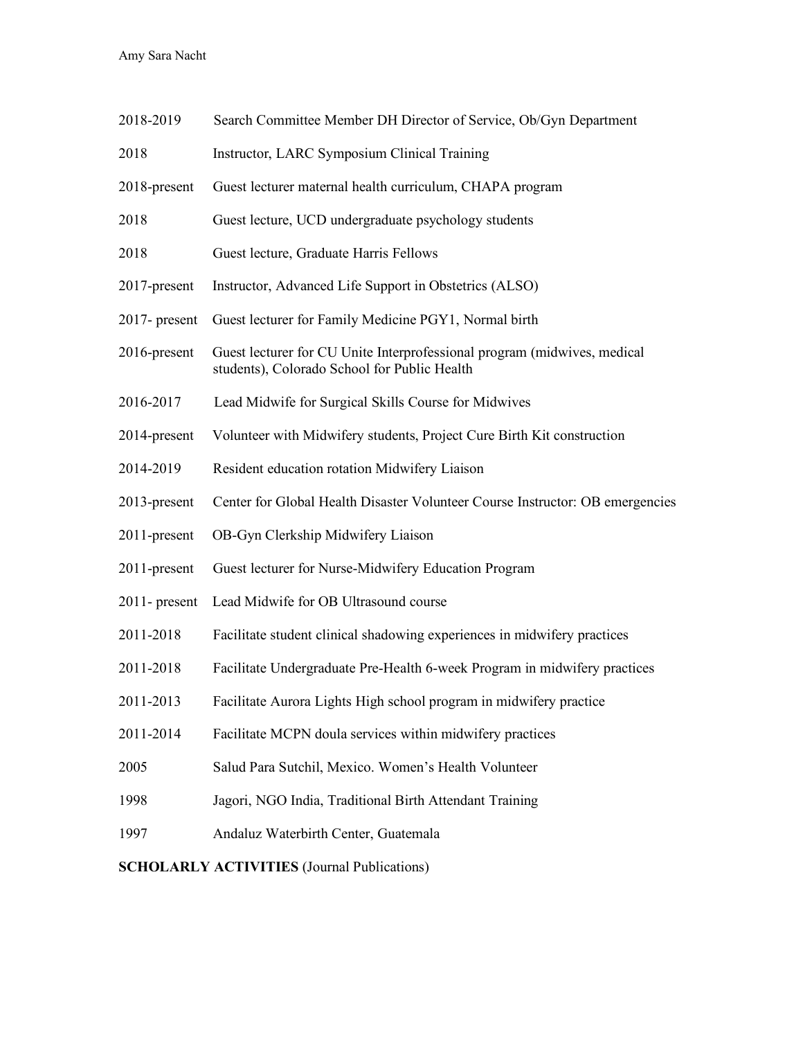2018-2019 Search Committee Member DH Director of Service, Ob/Gyn Department

2018 Instructor, LARC Symposium Clinical Training

2018-present Guest lecturer maternal health curriculum, CHAPA program

2018 Guest lecture, UCD undergraduate psychology students

2018 Guest lecture, Graduate Harris Fellows

2017-present Instructor, Advanced Life Support in Obstetrics (ALSO)

2017- present Guest lecturer for Family Medicine PGY1, Normal birth

2016-present Guest lecturer for CU Unite Interprofessional program (midwives, medical students), Colorado School for Public Health

2016-2017 Lead Midwife for Surgical Skills Course for Midwives

2014-present Volunteer with Midwifery students, Project Cure Birth Kit construction

2014-2019 Resident education rotation Midwifery Liaison

2013-present Center for Global Health Disaster Volunteer Course Instructor: OB emergencies

2011-present OB-Gyn Clerkship Midwifery Liaison

2011-present Guest lecturer for Nurse-Midwifery Education Program

2011- present Lead Midwife for OB Ultrasound course

2011-2018 Facilitate student clinical shadowing experiences in midwifery practices

2011-2018 Facilitate Undergraduate Pre-Health 6-week Program in midwifery practices

2011-2013 Facilitate Aurora Lights High school program in midwifery practice

2011-2014 Facilitate MCPN doula services within midwifery practices

2005 Salud Para Sutchil, Mexico. Women's Health Volunteer

1998 Jagori, NGO India, Traditional Birth Attendant Training

1997 Andaluz Waterbirth Center, Guatemala

**SCHOLARLY ACTIVITIES** (Journal Publications)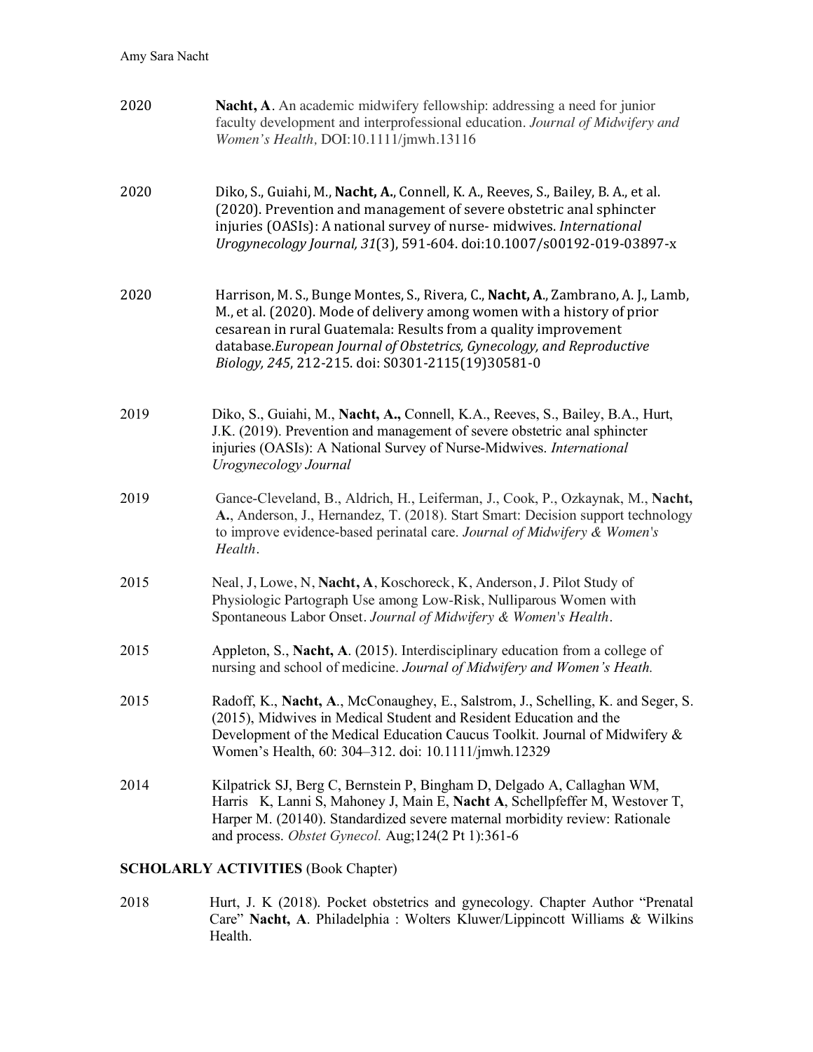2020 **Nacht, A**. An academic midwifery fellowship: addressing a need for junior faculty development and interprofessional education. *Journal of Midwifery and Women's Health*, DOI:10.1111/jmwh.13116

2020 Diko, S., Guiahi, M., **Nacht, A.**, Connell, K. A., Reeves, S., Bailey, B. A., et al. (2020). Prevention and management of severe obstetric anal sphincter injuries (OASIs): A national survey of nurse- midwives. *International Urogynecology Journal, 31*(3), 591-604. doi:10.1007/s00192-019-03897-x

2020 Harrison, M. S., Bunge Montes, S., Rivera, C., **Nacht, A**., Zambrano, A. J., Lamb, M., et al. (2020). Mode of delivery among women with a history of prior cesarean in rural Guatemala: Results from a quality improvement database.*European Journal of Obstetrics, Gynecology, and Reproductive Biology, 245*, 212-215. doi: S0301-2115(19)30581-0

2019 Diko, S., Guiahi, M., **Nacht, A.,** Connell, K.A., Reeves, S., Bailey, B.A., Hurt, J.K. (2019). Prevention and management of severe obstetric anal sphincter injuries (OASIs): A National Survey of Nurse-Midwives. *International Urogynecology Journal*

2019 Gance-Cleveland, B., Aldrich, H., Leiferman, J., Cook, P., Ozkaynak, M., **Nacht, A.**, Anderson, J., Hernandez, T. (2018). Start Smart: Decision support technology to improve evidence-based perinatal care. *Journal of Midwifery & Women's Health*.

2015 Neal, J, Lowe, N, **Nacht, A**, Koschoreck, K, Anderson, J. Pilot Study of Physiologic Partograph Use among Low-Risk, Nulliparous Women with Spontaneous Labor Onset. *Journal of Midwifery & Women's Health*.

2015 Appleton, S., **Nacht, A**. (2015). Interdisciplinary education from a college of nursing and school of medicine. *Journal of Midwifery and Women's Heath.*

2015 Radoff, K., **Nacht, A**., McConaughey, E., Salstrom, J., Schelling, K. and Seger, S. (2015), Midwives in Medical Student and Resident Education and the Development of the Medical Education Caucus Toolkit. Journal of Midwifery & Women's Health, 60: 304–312. doi: 10.1111/jmwh.12329

2014 Kilpatrick SJ, Berg C, Bernstein P, Bingham D, Delgado A, Callaghan WM, Harris K, Lanni S, Mahoney J, Main E, **Nacht A**, Schellpfeffer M, Westover T, Harper M. (20140). Standardized severe maternal morbidity review: Rationale and process. *Obstet Gynecol.* Aug;124(2 Pt 1):361-6

**SCHOLARLY ACTIVITIES** (Book Chapter)

2018 Hurt, J. K (2018). Pocket obstetrics and gynecology. Chapter Author "Prenatal Care" **Nacht, A**. Philadelphia : Wolters Kluwer/Lippincott Williams & Wilkins Health.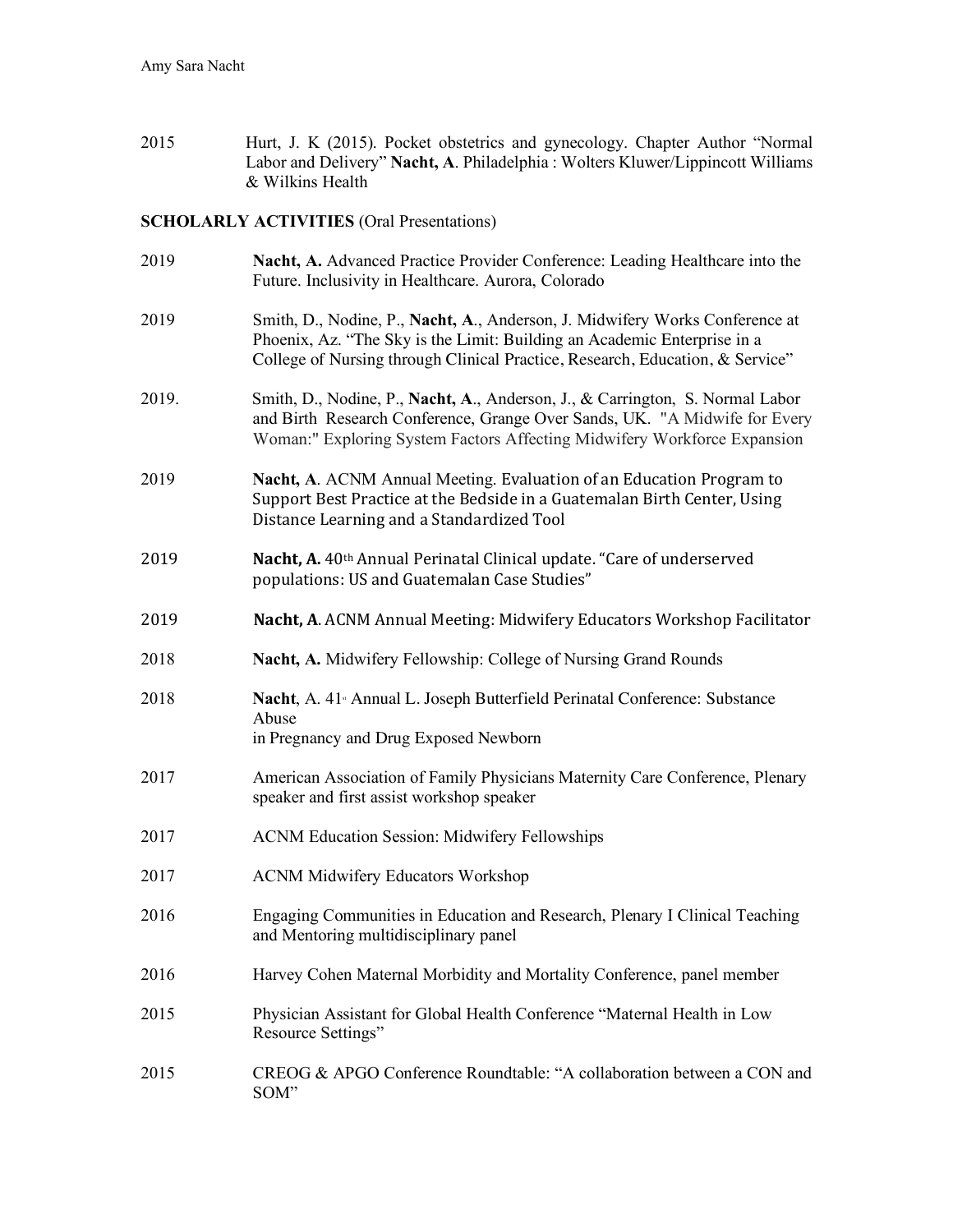2015 Hurt, J. K (2015). Pocket obstetrics and gynecology. Chapter Author "Normal Labor and Delivery" **Nacht, A**. Philadelphia : Wolters Kluwer/Lippincott Williams & Wilkins Health

**SCHOLARLY ACTIVITIES** (Oral Presentations)

2019 **Nacht, A.** Advanced Practice Provider Conference: Leading Healthcare into the Future. Inclusivity in Healthcare. Aurora, Colorado

2019 Smith, D., Nodine, P., **Nacht, A**., Anderson, J. Midwifery Works Conference at Phoenix, Az. "The Sky is the Limit: Building an Academic Enterprise in a College of Nursing through Clinical Practice, Research, Education, & Service"

2019. Smith, D., Nodine, P., **Nacht, A**., Anderson, J., & Carrington, S. Normal Labor and Birth Research Conference, Grange Over Sands, UK. "A Midwife for Every Woman:" Exploring System Factors Affecting Midwifery Workforce Expansion

2019 **Nacht, A**. ACNM Annual Meeting. Evaluation of an Education Program to Support Best Practice at the Bedside in a Guatemalan Birth Center, Using Distance Learning and a Standardized Tool

2019 **Nacht, A.** 40th Annual Perinatal Clinical update. "Care of underserved populations: US and Guatemalan Case Studies"

2019 **Nacht, A**. ACNM Annual Meeting: Midwifery Educators Workshop Facilitator

2018 **Nacht, A.** Midwifery Fellowship: College of Nursing Grand Rounds

2018 **Nacht**, A. 41st Annual L. Joseph Butterfield Perinatal Conference: Substance Abuse in Pregnancy and Drug Exposed Newborn

2017 American Association of Family Physicians Maternity Care Conference, Plenary speaker and first assist workshop speaker

2017 ACNM Education Session: Midwifery Fellowships

2017 ACNM Midwifery Educators Workshop

2016 Engaging Communities in Education and Research, Plenary I Clinical Teaching and Mentoring multidisciplinary panel

2016 Harvey Cohen Maternal Morbidity and Mortality Conference, panel member

2015 Physician Assistant for Global Health Conference "Maternal Health in Low Resource Settings"

2015 CREOG & APGO Conference Roundtable: "A collaboration between a CON and SOM"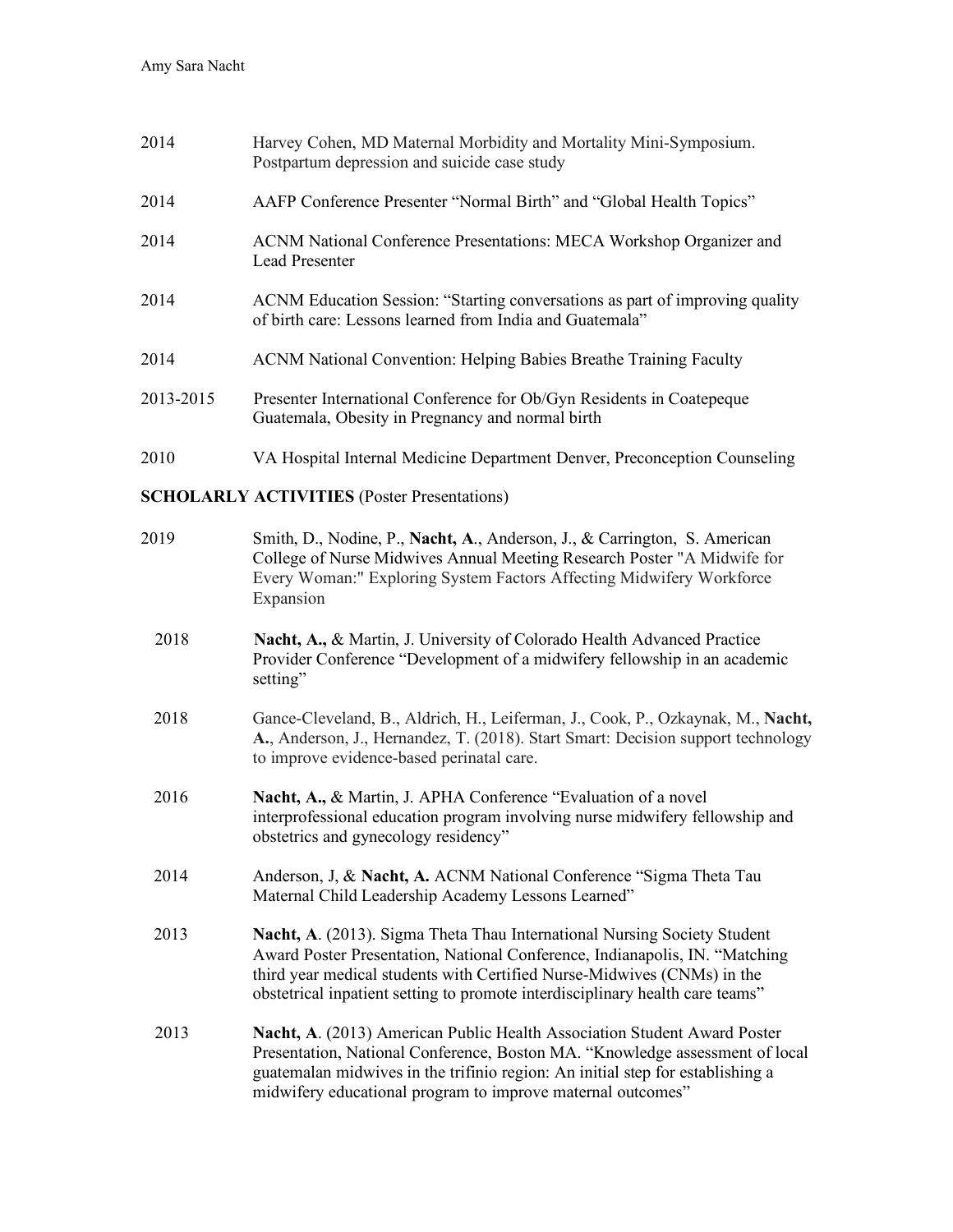2014 Harvey Cohen, MD Maternal Morbidity and Mortality Mini-Symposium. Postpartum depression and suicide case study

2014 AAFP Conference Presenter "Normal Birth" and "Global Health Topics"

2014 ACNM National Conference Presentations: MECA Workshop Organizer and Lead Presenter

2014 ACNM Education Session: "Starting conversations as part of improving quality of birth care: Lessons learned from India and Guatemala"

2014 ACNM National Convention: Helping Babies Breathe Training Faculty

2013-2015 Presenter International Conference for Ob/Gyn Residents in Coatepeque Guatemala, Obesity in Pregnancy and normal birth

2010 VA Hospital Internal Medicine Department Denver, Preconception Counseling

**SCHOLARLY ACTIVITIES** (Poster Presentations)

2019 Smith, D., Nodine, P., **Nacht, A**., Anderson, J., & Carrington, S. American College of Nurse Midwives Annual Meeting Research Poster "A Midwife for Every Woman:" Exploring System Factors Affecting Midwifery Workforce Expansion

2018 **Nacht, A.,** & Martin, J. University of Colorado Health Advanced Practice Provider Conference "Development of a midwifery fellowship in an academic setting"

2018 Gance-Cleveland, B., Aldrich, H., Leiferman, J., Cook, P., Ozkaynak, M., **Nacht, A.**, Anderson, J., Hernandez, T. (2018). Start Smart: Decision support technology to improve evidence-based perinatal care.

2016 **Nacht, A.,** & Martin, J. APHA Conference "Evaluation of a novel interprofessional education program involving nurse midwifery fellowship and obstetrics and gynecology residency"

2014 Anderson, J, & **Nacht, A.** ACNM National Conference "Sigma Theta Tau Maternal Child Leadership Academy Lessons Learned"

2013 **Nacht, A**. (2013). Sigma Theta Thau International Nursing Society Student Award Poster Presentation, National Conference, Indianapolis, IN. "Matching third year medical students with Certified Nurse-Midwives (CNMs) in the obstetrical inpatient setting to promote interdisciplinary health care teams"

2013 **Nacht, A**. (2013) American Public Health Association Student Award Poster Presentation, National Conference, Boston MA. "Knowledge assessment of local guatemalan midwives in the trifinio region: An initial step for establishing a midwifery educational program to improve maternal outcomes"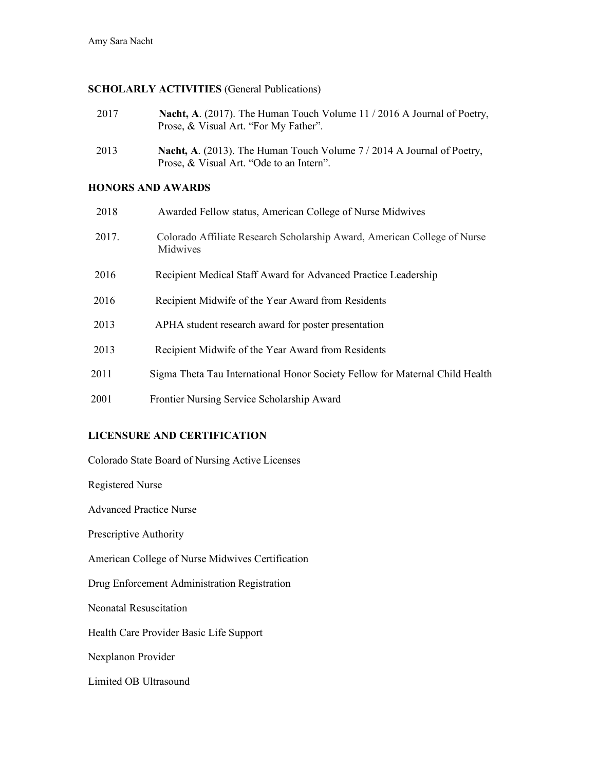**SCHOLARLY ACTIVITIES** (General Publications)

| | |
|---|---|
| 2017 | **Nacht, A**. (2017). The Human Touch Volume 11 / 2016 A Journal of Poetry, Prose, & Visual Art. "For My Father". |
| 2013 | **Nacht, A**. (2013). The Human Touch Volume 7 / 2014 A Journal of Poetry, Prose, & Visual Art. "Ode to an Intern". |

**HONORS AND AWARDS**

| | |
|---|---|
| 2018 | Awarded Fellow status, American College of Nurse Midwives |
| 2017. | Colorado Affiliate Research Scholarship Award, American College of Nurse Midwives |
| 2016 | Recipient Medical Staff Award for Advanced Practice Leadership |
| 2016 | Recipient Midwife of the Year Award from Residents |
| 2013 | APHA student research award for poster presentation |
| 2013 | Recipient Midwife of the Year Award from Residents |
| 2011 | Sigma Theta Tau International Honor Society Fellow for Maternal Child Health |
| 2001 | Frontier Nursing Service Scholarship Award |

**LICENSURE AND CERTIFICATION**

Colorado State Board of Nursing Active Licenses

Registered Nurse

Advanced Practice Nurse

Prescriptive Authority

American College of Nurse Midwives Certification

Drug Enforcement Administration Registration

Neonatal Resuscitation

Health Care Provider Basic Life Support

Nexplanon Provider

Limited OB Ultrasound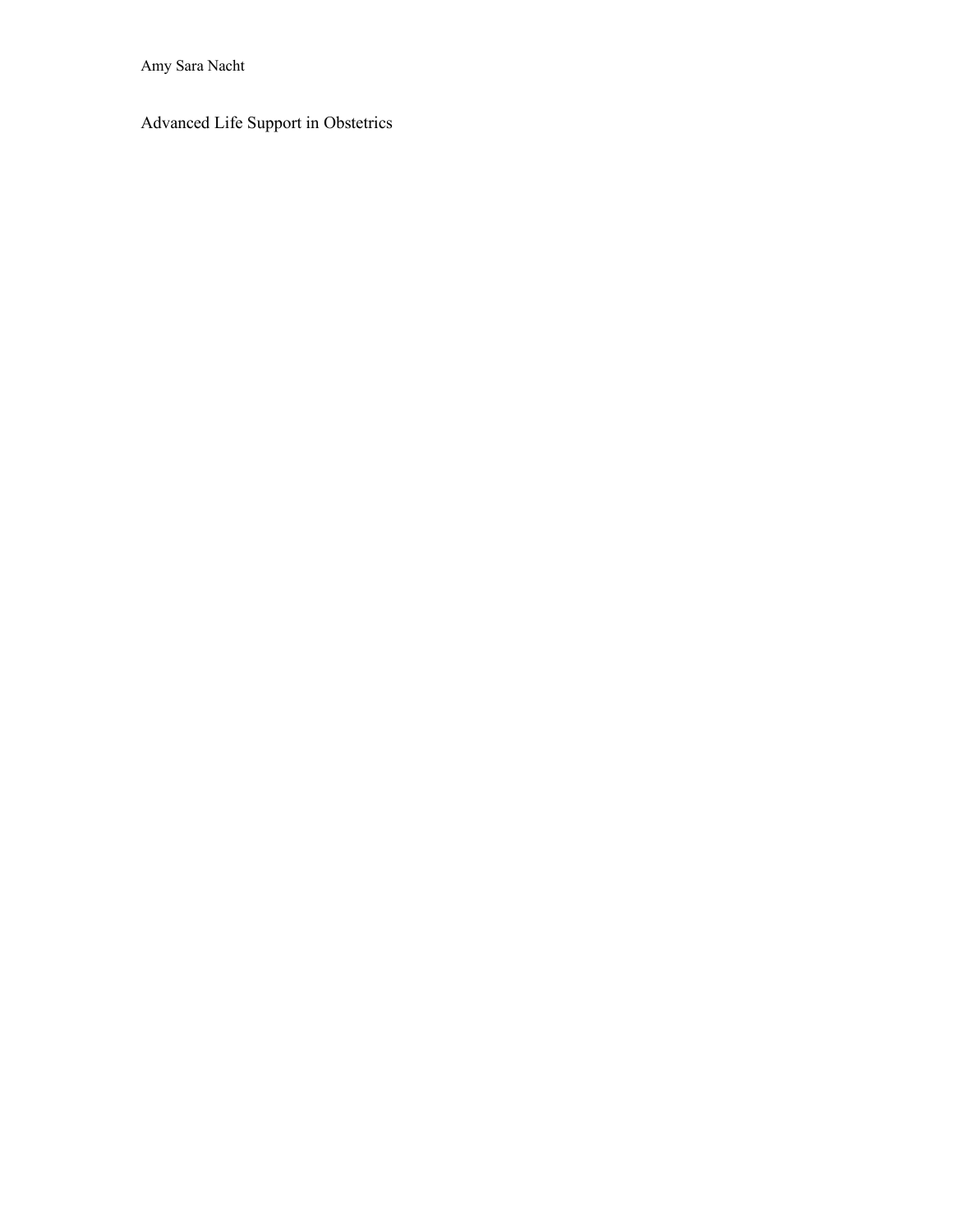Amy Sara Nacht

Advanced Life Support in Obstetrics